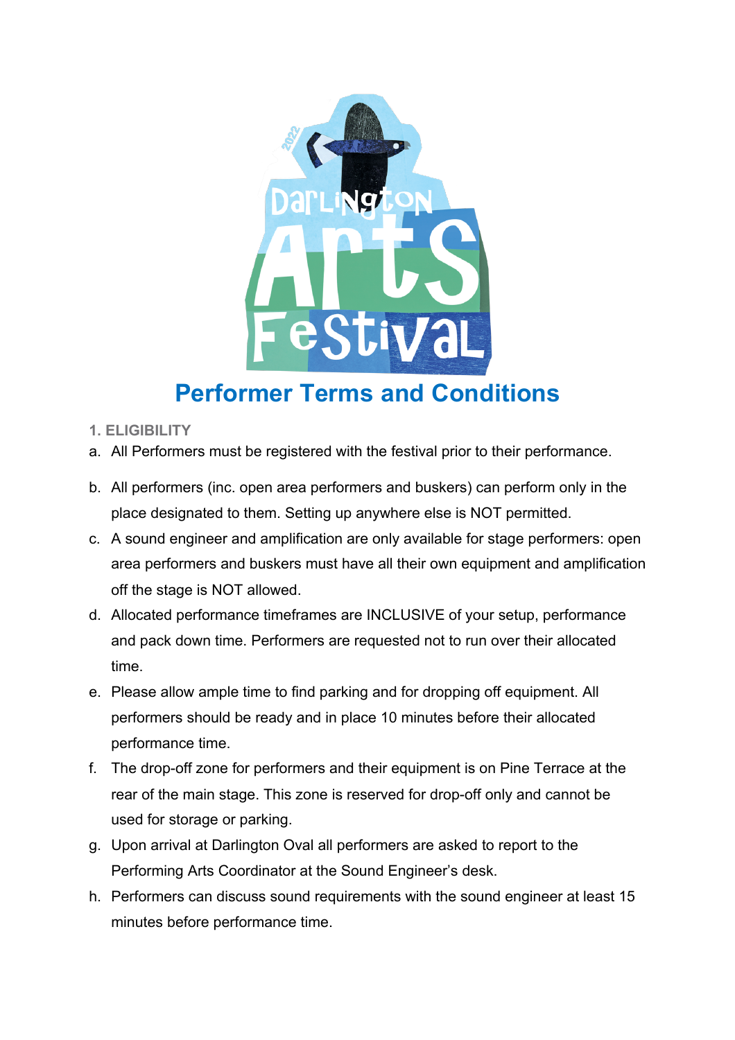# Performer Terms and Conditions

## 1. ELIGIBILITY

a. All Performers must be registered with the festival prior to their performance.

b. All performers (inc. open area performers and buskers) can perform only in the place designated to them. Setting up anywhere else is NOT permitted.

c. A sound engineer and amplification are only available for stage performers: open area performers and buskers must have all their own equipment and amplification off the stage is NOT allowed.

d. Allocated performance timeframes are INCLUSIVE of your setup, performance and pack down time. Performers are requested not to run over their allocated time.

e. Please allow ample time to find parking and for dropping off equipment. All performers should be ready and in place 10 minutes before their allocated performance time.

f. The drop-off zone for performers and their equipment is on Pine Terrace at the rear of the main stage. This zone is reserved for drop-off only and cannot be used for storage or parking.

g. Upon arrival at Darlington Oval all performers are asked to report to the Performing Arts Coordinator at the Sound Engineer's desk.

h. Performers can discuss sound requirements with the sound engineer at least 15 minutes before performance time.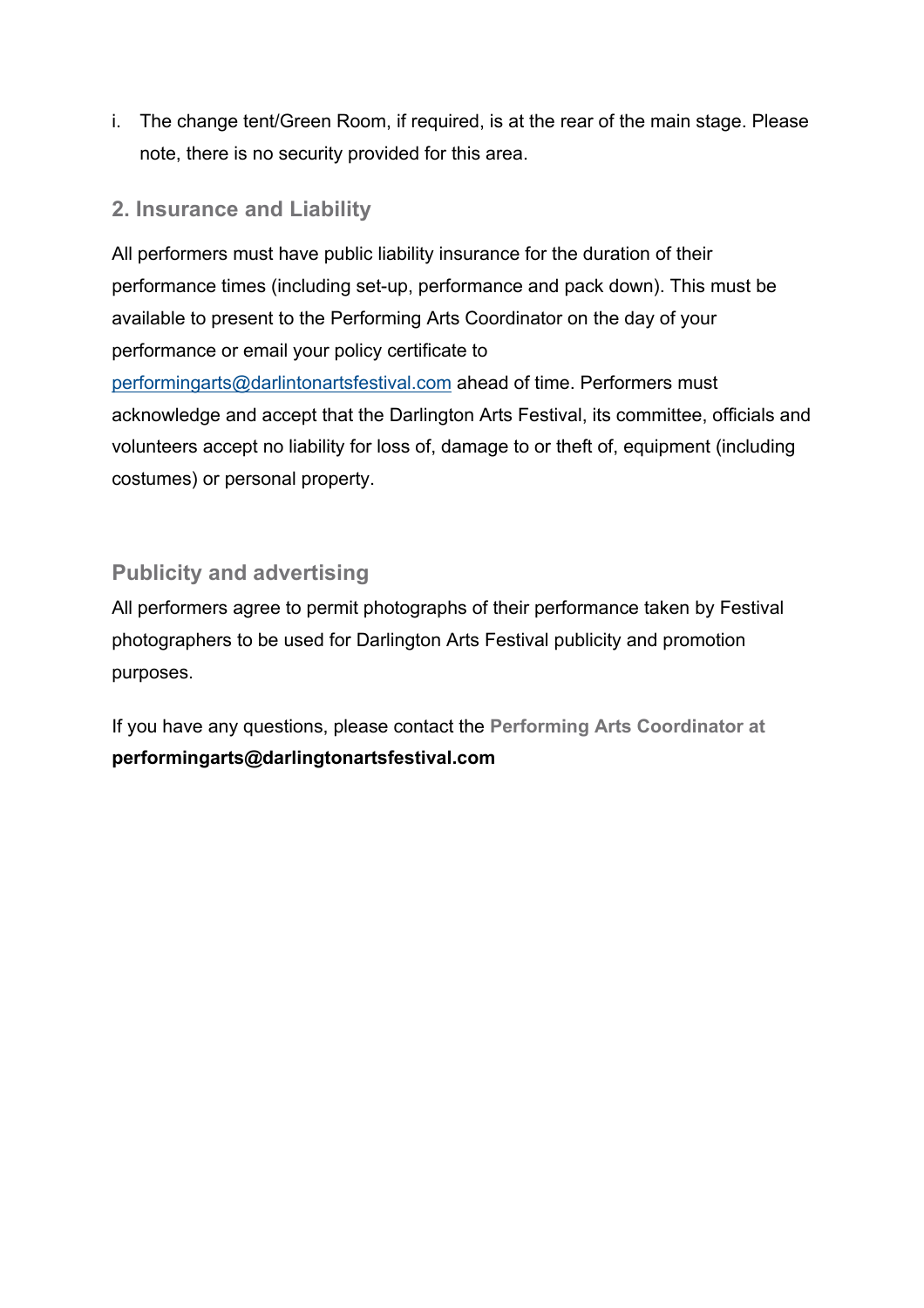i. The change tent/Green Room, if required, is at the rear of the main stage. Please note, there is no security provided for this area.

## 2. Insurance and Liability

All performers must have public liability insurance for the duration of their performance times (including set-up, performance and pack down). This must be available to present to the Performing Arts Coordinator on the day of your performance or email your policy certificate to performingarts@darlintonartsfestival.com ahead of time. Performers must acknowledge and accept that the Darlington Arts Festival, its committee, officials and volunteers accept no liability for loss of, damage to or theft of, equipment (including costumes) or personal property.

## Publicity and advertising

All performers agree to permit photographs of their performance taken by Festival photographers to be used for Darlington Arts Festival publicity and promotion purposes.

If you have any questions, please contact the **Performing Arts Coordinator at performingarts@darlingtonartsfestival.com**